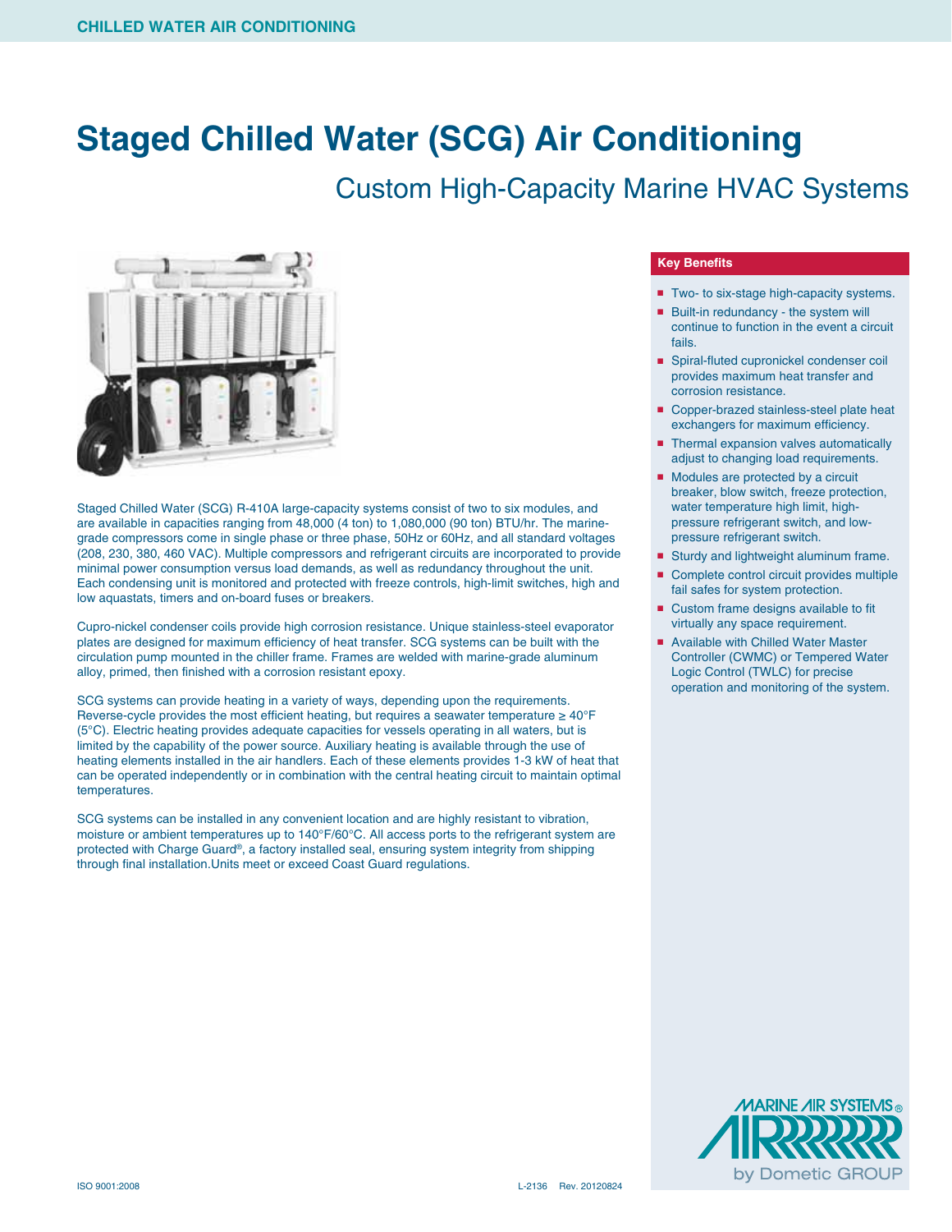# Staged Chilled Water (SCG) Air Conditioning

## Custom High-Capacity Marine HVAC Systems

Staged Chilled Water (SCG) R-410A large-capacity systems consist of two to six modules, and are available in capacities ranging from 48,000 (4 ton) to 1,080,000 (90 ton) BTU/hr. The marine-grade compressors come in single phase or three phase, 50Hz or 60Hz, and all standard voltages (208, 230, 380, 460 VAC). Multiple compressors and refrigerant circuits are incorporated to provide minimal power consumption versus load demands, as well as redundancy throughout the unit. Each condensing unit is monitored and protected with freeze controls, high-limit switches, high and low aquastats, timers and on-board fuses or breakers.

Cupro-nickel condenser coils provide high corrosion resistance. Unique stainless-steel evaporator plates are designed for maximum efficiency of heat transfer. SCG systems can be built with the circulation pump mounted in the chiller frame. Frames are welded with marine-grade aluminum alloy, primed, then finished with a corrosion resistant epoxy.

SCG systems can provide heating in a variety of ways, depending upon the requirements. Reverse-cycle provides the most efficient heating, but requires a seawater temperature ≥ 40°F (5°C). Electric heating provides adequate capacities for vessels operating in all waters, but is limited by the capability of the power source. Auxiliary heating is available through the use of heating elements installed in the air handlers. Each of these elements provides 1-3 kW of heat that can be operated independently or in combination with the central heating circuit to maintain optimal temperatures.

SCG systems can be installed in any convenient location and are highly resistant to vibration, moisture or ambient temperatures up to 140°F/60°C. All access ports to the refrigerant system are protected with Charge Guard®, a factory installed seal, ensuring system integrity from shipping through final installation.Units meet or exceed Coast Guard regulations.

### Key Benefits

- Two- to six-stage high-capacity systems.
- Built-in redundancy - the system will continue to function in the event a circuit fails.
- Spiral-fluted cupronickel condenser coil provides maximum heat transfer and corrosion resistance.
- Copper-brazed stainless-steel plate heat exchangers for maximum efficiency.
- Thermal expansion valves automatically adjust to changing load requirements.
- Modules are protected by a circuit breaker, blow switch, freeze protection, water temperature high limit, high-pressure refrigerant switch, and low-pressure refrigerant switch.
- Sturdy and lightweight aluminum frame.
- Complete control circuit provides multiple fail safes for system protection.
- Custom frame designs available to fit virtually any space requirement.
- Available with Chilled Water Master Controller (CWMC) or Tempered Water Logic Control (TWLC) for precise operation and monitoring of the system.

MARINE AIR SYSTEMS® by Dometic GROUP

ISO 9001:2008 L-2136 Rev. 20120824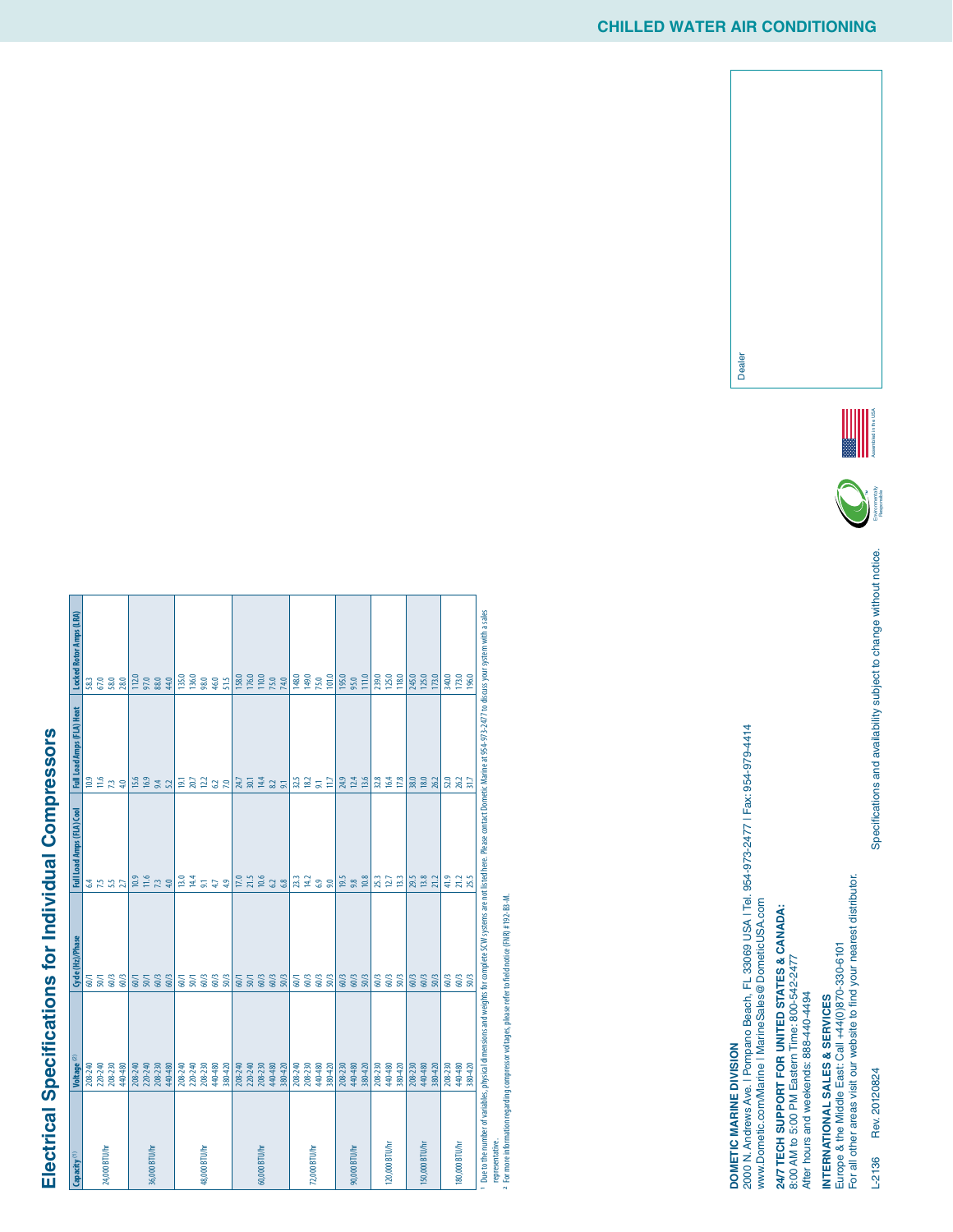# Electrical Specifications for Individual Compressors

| Capacity [1] | Voltage [2] | Cycle (Hz)/Phase | Full Load Amps (FLA) Cool | Full Load Amps (FLA) Heat | Locked Rotor Amps (LRA) |
|---|---|---|---|---|---|
| 24,000 BTU/hr | 208-240 | 60/1 | 6.4 | 10.9 | 58.3 |
| | 220-240 | 50/1 | 7.5 | 11.6 | 67.0 |
| | 208-230 | 60/3 | 5.5 | 7.3 | 58.0 |
| | 440-480 | 60/3 | 2.7 | 4.0 | 28.0 |
| 36,000 BTU/hr | 208-240 | 60/1 | 10.9 | 15.6 | 112.0 |
| | 220-240 | 50/1 | 11.6 | 16.9 | 97.0 |
| | 208-230 | 60/3 | 7.3 | 9.4 | 88.0 |
| | 440-480 | 60/3 | 4.0 | 5.2 | 44.0 |
| 48,000 BTU/hr | 208-240 | 60/1 | 13.0 | 19.1 | 135.0 |
| | 220-240 | 50/1 | 14.4 | 20.7 | 136.0 |
| | 208-230 | 60/3 | 9.1 | 12.2 | 98.0 |
| | 440-480 | 60/3 | 4.7 | 6.2 | 46.0 |
| | 380-420 | 50/3 | 4.9 | 7.0 | 51.5 |
| 60,000 BTU/hr | 208-240 | 60/1 | 17.0 | 24.7 | 158.0 |
| | 220-240 | 50/1 | 21.5 | 30.1 | 176.0 |
| | 208-230 | 60/3 | 10.6 | 14.4 | 110.0 |
| | 440-480 | 60/3 | 6.2 | 8.2 | 75.0 |
| | 380-420 | 50/3 | 6.8 | 9.1 | 74.0 |
| 72,000 BTU/hr | 208-240 | 60/1 | 23.3 | 32.5 | 148.0 |
| | 208-230 | 60/3 | 14.2 | 18.2 | 149.0 |
| | 440-480 | 60/3 | 6.9 | 9.1 | 75.0 |
| | 380-420 | 50/3 | 9.0 | 11.7 | 101.0 |
| 90,000 BTU/hr | 208-230 | 60/3 | 19.5 | 24.9 | 195.0 |
| | 440-480 | 60/3 | 9.8 | 12.4 | 95.0 |
| | 380-420 | 50/3 | 10.8 | 13.6 | 111.0 |
| 120,000 BTU/hr | 208-230 | 60/3 | 25.3 | 32.8 | 239.0 |
| | 440-480 | 60/3 | 12.7 | 16.4 | 125.0 |
| | 380-420 | 50/3 | 13.3 | 17.8 | 118.0 |
| 150,000 BTU/hr | 208-230 | 60/3 | 29.5 | 38.0 | 245.0 |
| | 440-480 | 60/3 | 13.8 | 18.0 | 125.0 |
| | 380-420 | 50/3 | 21.2 | 26.2 | 173.0 |
| 180,000 BTU/hr | 208-230 | 60/3 | 41.9 | 52.0 | 340.0 |
| | 440-480 | 60/3 | 21.2 | 26.2 | 173.0 |
| | 380-420 | 50/3 | 25.5 | 31.7 | 196.0 |

[1] Due to the number of variables, physical dimensions and weights for complete SCW systems are not listed here. Please contact Dometic Marine at 954-973-2477 to discuss your system with a sales representative.

[2] For more information regarding compressor voltages, please refer to field notice (FN:R) #192-B8-M.

Dealer

**DOMETIC MARINE DIVISION**
2000 N. Andrews Ave. | Pompano Beach, FL 33069 USA | Tel. 954-973-2477 | Fax: 954-979-4414
www.Dometic.com/Marine | MarineSales@DometicUSA.com

**24/7 TECH SUPPORT FOR UNITED STATES & CANADA:**
8:00 AM to 5:00 PM Eastern Time: 800-542-2477
After hours and weekends: 888-440-4494

**INTERNATIONAL SALES & SERVICES**
Europe & the Middle East: Call +44(0)870-330-6101
For all other areas visit our website to find your nearest distributor.

L-2136 Rev. 20120824

Specifications and availability subject to change without notice.

Environmentally Responsible

Assembled in the USA